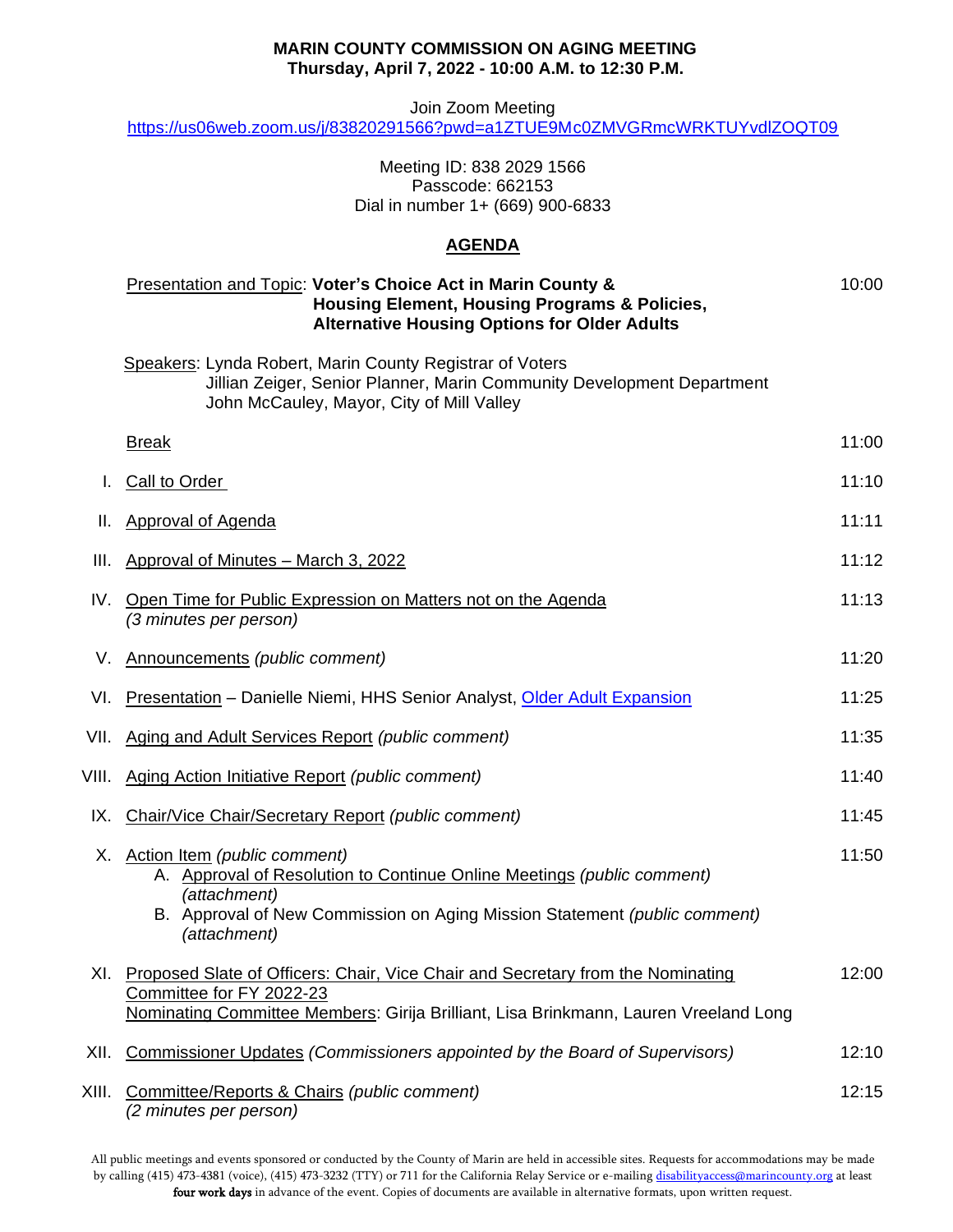**MARIN COUNTY COMMISSION ON AGING MEETING**
**Thursday, April 7, 2022 - 10:00 A.M. to 12:30 P.M.**

Join Zoom Meeting
https://us06web.zoom.us/j/83820291566?pwd=a1ZTUE9Mc0ZMVGRmcWRKTUYvdlZOQT09

Meeting ID: 838 2029 1566
Passcode: 662153
Dial in number 1+ (669) 900-6833

## AGENDA

| | | |
|---|---|---|
| | Presentation and Topic: **Voter's Choice Act in Marin County & Housing Element, Housing Programs & Policies, Alternative Housing Options for Older Adults** | 10:00 |
| | Speakers: Lynda Robert, Marin County Registrar of Voters<br>Jillian Zeiger, Senior Planner, Marin Community Development Department<br>John McCauley, Mayor, City of Mill Valley | |
| | Break | 11:00 |
| I. | Call to Order | 11:10 |
| II. | Approval of Agenda | 11:11 |
| III. | Approval of Minutes – March 3, 2022 | 11:12 |
| IV. | Open Time for Public Expression on Matters not on the Agenda *(3 minutes per person)* | 11:13 |
| V. | Announcements *(public comment)* | 11:20 |
| VI. | Presentation – Danielle Niemi, HHS Senior Analyst, Older Adult Expansion | 11:25 |
| VII. | Aging and Adult Services Report *(public comment)* | 11:35 |
| VIII. | Aging Action Initiative Report *(public comment)* | 11:40 |
| IX. | Chair/Vice Chair/Secretary Report *(public comment)* | 11:45 |
| X. | Action Item *(public comment)*<br>A. Approval of Resolution to Continue Online Meetings *(public comment) (attachment)*<br>B. Approval of New Commission on Aging Mission Statement *(public comment) (attachment)* | 11:50 |
| XI. | Proposed Slate of Officers: Chair, Vice Chair and Secretary from the Nominating Committee for FY 2022-23<br>Nominating Committee Members: Girija Brilliant, Lisa Brinkmann, Lauren Vreeland Long | 12:00 |
| XII. | Commissioner Updates *(Commissioners appointed by the Board of Supervisors)* | 12:10 |
| XIII. | Committee/Reports & Chairs *(public comment) (2 minutes per person)* | 12:15 |

All public meetings and events sponsored or conducted by the County of Marin are held in accessible sites. Requests for accommodations may be made by calling (415) 473-4381 (voice), (415) 473-3232 (TTY) or 711 for the California Relay Service or e-mailing disabilityaccess@marincounty.org at least **four work days** in advance of the event. Copies of documents are available in alternative formats, upon written request.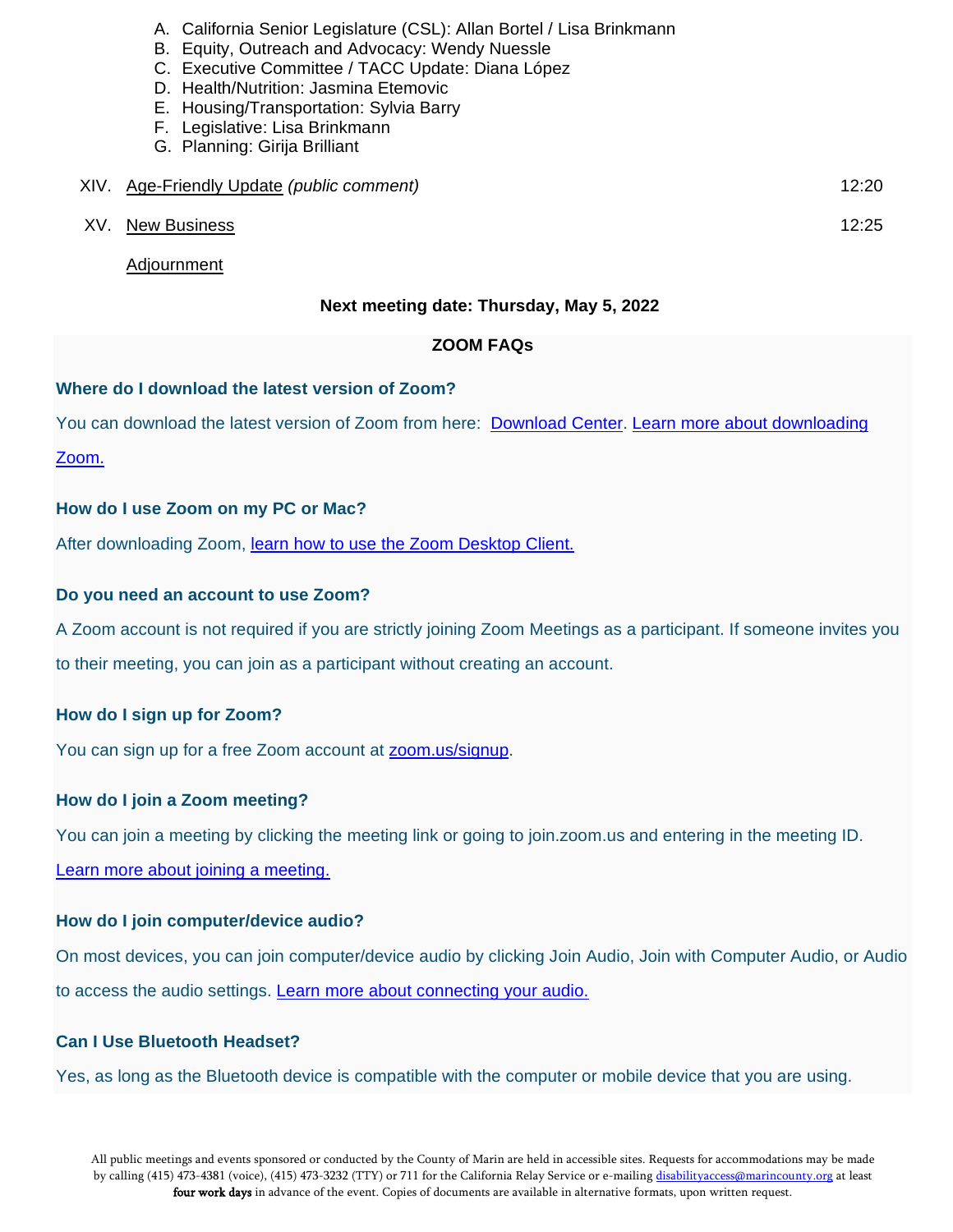A. California Senior Legislature (CSL): Allan Bortel / Lisa Brinkmann
B. Equity, Outreach and Advocacy: Wendy Nuessle
C. Executive Committee / TACC Update: Diana López
D. Health/Nutrition: Jasmina Etemovic
E. Housing/Transportation: Sylvia Barry
F. Legislative: Lisa Brinkmann
G. Planning: Girija Brilliant

XIV. Age-Friendly Update *(public comment)* 12:20

XV. New Business 12:25

Adjournment

**Next meeting date: Thursday, May 5, 2022**

## ZOOM FAQs

**Where do I download the latest version of Zoom?**

You can download the latest version of Zoom from here: Download Center. Learn more about downloading Zoom.

**How do I use Zoom on my PC or Mac?**

After downloading Zoom, learn how to use the Zoom Desktop Client.

**Do you need an account to use Zoom?**

A Zoom account is not required if you are strictly joining Zoom Meetings as a participant. If someone invites you to their meeting, you can join as a participant without creating an account.

**How do I sign up for Zoom?**

You can sign up for a free Zoom account at zoom.us/signup.

**How do I join a Zoom meeting?**

You can join a meeting by clicking the meeting link or going to join.zoom.us and entering in the meeting ID. Learn more about joining a meeting.

**How do I join computer/device audio?**

On most devices, you can join computer/device audio by clicking Join Audio, Join with Computer Audio, or Audio to access the audio settings. Learn more about connecting your audio.

**Can I Use Bluetooth Headset?**

Yes, as long as the Bluetooth device is compatible with the computer or mobile device that you are using.

All public meetings and events sponsored or conducted by the County of Marin are held in accessible sites. Requests for accommodations may be made by calling (415) 473-4381 (voice), (415) 473-3232 (TTY) or 711 for the California Relay Service or e-mailing disabilityaccess@marincounty.org at least **four work days** in advance of the event. Copies of documents are available in alternative formats, upon written request.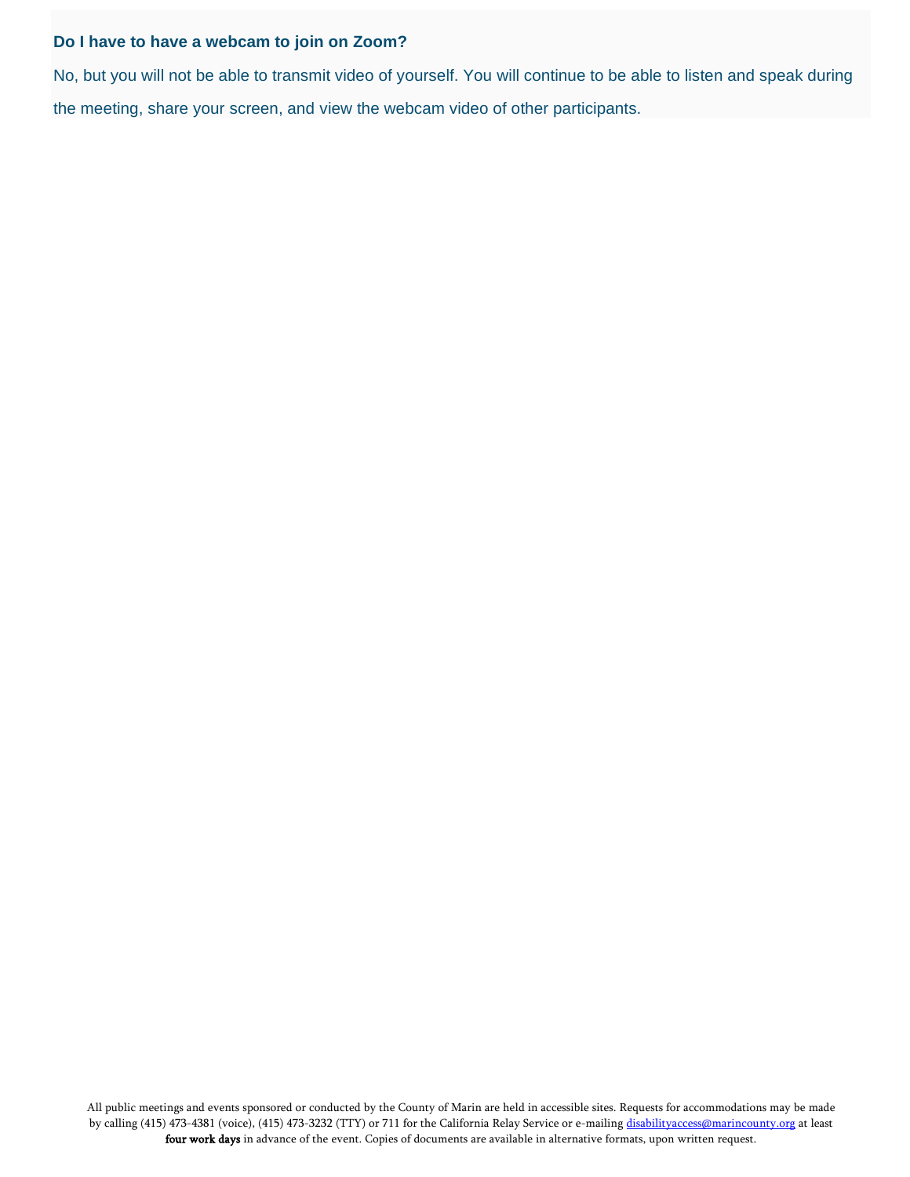### Do I have to have a webcam to join on Zoom?

No, but you will not be able to transmit video of yourself. You will continue to be able to listen and speak during the meeting, share your screen, and view the webcam video of other participants.

All public meetings and events sponsored or conducted by the County of Marin are held in accessible sites. Requests for accommodations may be made by calling (415) 473-4381 (voice), (415) 473-3232 (TTY) or 711 for the California Relay Service or e-mailing disabilityaccess@marincounty.org at least **four work days** in advance of the event. Copies of documents are available in alternative formats, upon written request.